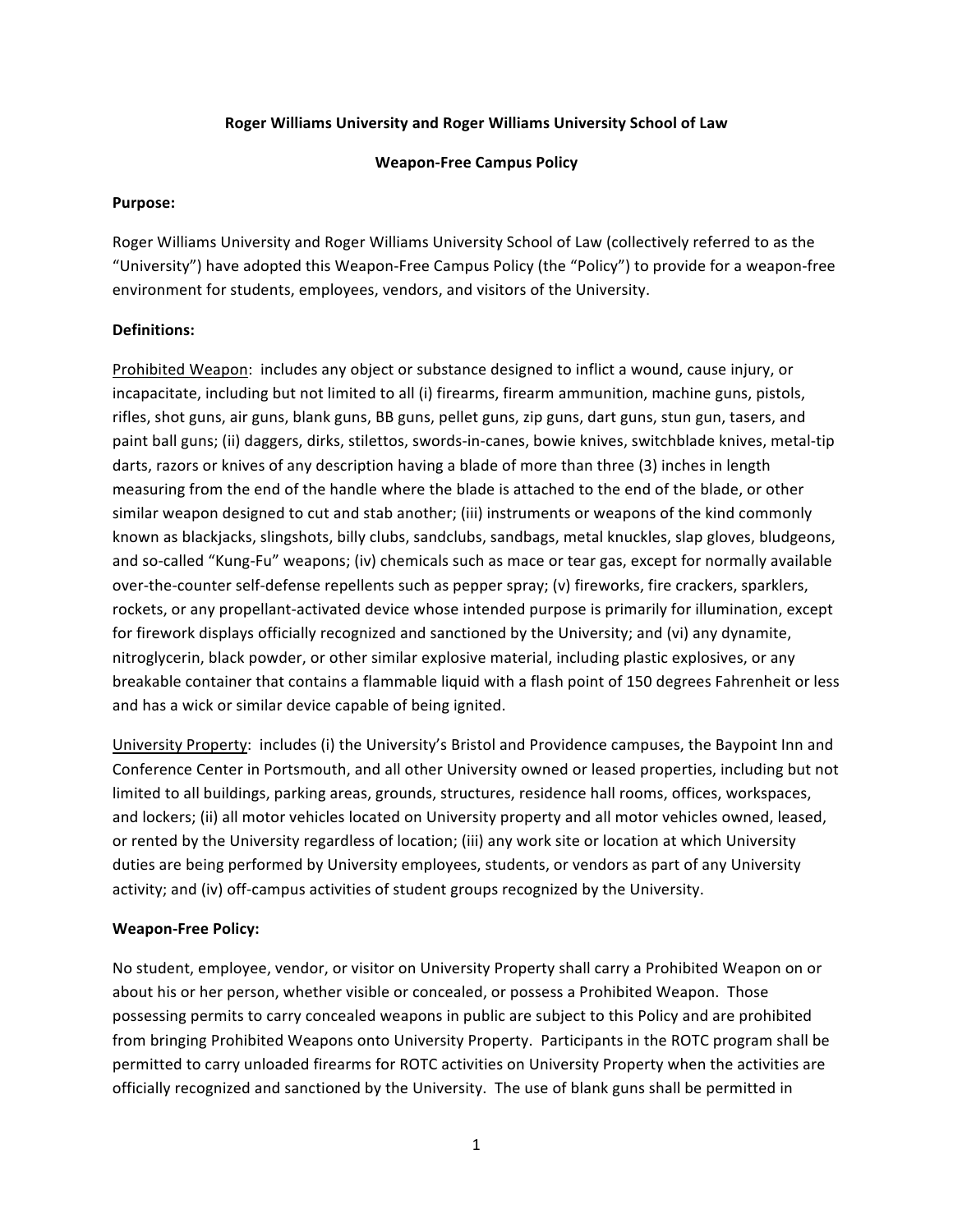**Roger Williams University and Roger Williams University School of Law**

**Weapon-Free Campus Policy**

**Purpose:**

Roger Williams University and Roger Williams University School of Law (collectively referred to as the "University") have adopted this Weapon-Free Campus Policy (the "Policy") to provide for a weapon-free environment for students, employees, vendors, and visitors of the University.

**Definitions:**

Prohibited Weapon: includes any object or substance designed to inflict a wound, cause injury, or incapacitate, including but not limited to all (i) firearms, firearm ammunition, machine guns, pistols, rifles, shot guns, air guns, blank guns, BB guns, pellet guns, zip guns, dart guns, stun gun, tasers, and paint ball guns; (ii) daggers, dirks, stilettos, swords-in-canes, bowie knives, switchblade knives, metal-tip darts, razors or knives of any description having a blade of more than three (3) inches in length measuring from the end of the handle where the blade is attached to the end of the blade, or other similar weapon designed to cut and stab another; (iii) instruments or weapons of the kind commonly known as blackjacks, slingshots, billy clubs, sandclubs, sandbags, metal knuckles, slap gloves, bludgeons, and so-called "Kung-Fu" weapons; (iv) chemicals such as mace or tear gas, except for normally available over-the-counter self-defense repellents such as pepper spray; (v) fireworks, fire crackers, sparklers, rockets, or any propellant-activated device whose intended purpose is primarily for illumination, except for firework displays officially recognized and sanctioned by the University; and (vi) any dynamite, nitroglycerin, black powder, or other similar explosive material, including plastic explosives, or any breakable container that contains a flammable liquid with a flash point of 150 degrees Fahrenheit or less and has a wick or similar device capable of being ignited.

University Property: includes (i) the University's Bristol and Providence campuses, the Baypoint Inn and Conference Center in Portsmouth, and all other University owned or leased properties, including but not limited to all buildings, parking areas, grounds, structures, residence hall rooms, offices, workspaces, and lockers; (ii) all motor vehicles located on University property and all motor vehicles owned, leased, or rented by the University regardless of location; (iii) any work site or location at which University duties are being performed by University employees, students, or vendors as part of any University activity; and (iv) off-campus activities of student groups recognized by the University.

**Weapon-Free Policy:**

No student, employee, vendor, or visitor on University Property shall carry a Prohibited Weapon on or about his or her person, whether visible or concealed, or possess a Prohibited Weapon. Those possessing permits to carry concealed weapons in public are subject to this Policy and are prohibited from bringing Prohibited Weapons onto University Property. Participants in the ROTC program shall be permitted to carry unloaded firearms for ROTC activities on University Property when the activities are officially recognized and sanctioned by the University. The use of blank guns shall be permitted in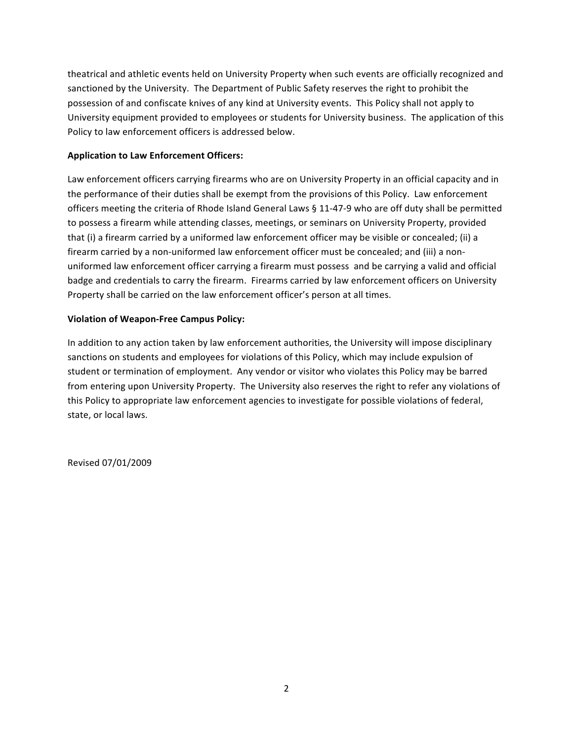theatrical and athletic events held on University Property when such events are officially recognized and sanctioned by the University. The Department of Public Safety reserves the right to prohibit the possession of and confiscate knives of any kind at University events. This Policy shall not apply to University equipment provided to employees or students for University business. The application of this Policy to law enforcement officers is addressed below.

**Application to Law Enforcement Officers:**

Law enforcement officers carrying firearms who are on University Property in an official capacity and in the performance of their duties shall be exempt from the provisions of this Policy. Law enforcement officers meeting the criteria of Rhode Island General Laws § 11-47-9 who are off duty shall be permitted to possess a firearm while attending classes, meetings, or seminars on University Property, provided that (i) a firearm carried by a uniformed law enforcement officer may be visible or concealed; (ii) a firearm carried by a non-uniformed law enforcement officer must be concealed; and (iii) a non-uniformed law enforcement officer carrying a firearm must possess and be carrying a valid and official badge and credentials to carry the firearm. Firearms carried by law enforcement officers on University Property shall be carried on the law enforcement officer's person at all times.

**Violation of Weapon-Free Campus Policy:**

In addition to any action taken by law enforcement authorities, the University will impose disciplinary sanctions on students and employees for violations of this Policy, which may include expulsion of student or termination of employment. Any vendor or visitor who violates this Policy may be barred from entering upon University Property. The University also reserves the right to refer any violations of this Policy to appropriate law enforcement agencies to investigate for possible violations of federal, state, or local laws.

Revised 07/01/2009